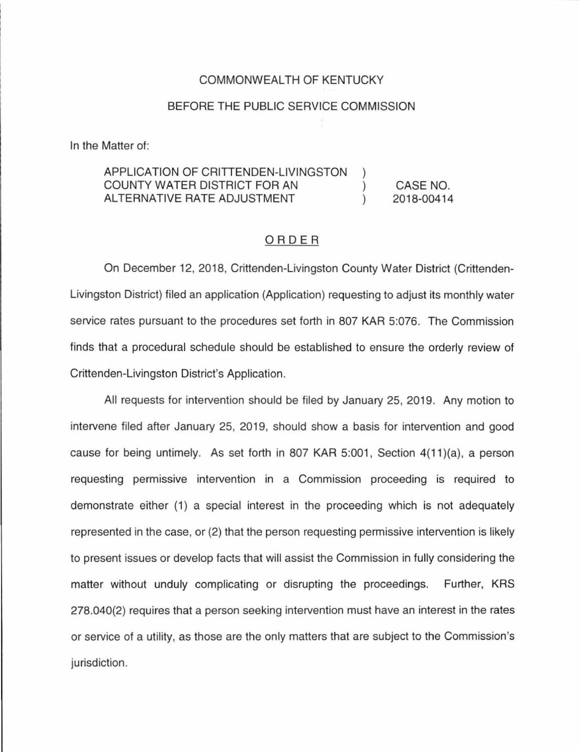COMMONWEALTH OF KENTUCKY

BEFORE THE PUBLIC SERVICE COMMISSION

In the Matter of:

| | | |
|---|---|---|
| APPLICATION OF CRITTENDEN-LIVINGSTON COUNTY WATER DISTRICT FOR AN ALTERNATIVE RATE ADJUSTMENT | ) ) ) | CASE NO. 2018-00414 |

## ORDER

On December 12, 2018, Crittenden-Livingston County Water District (Crittenden-Livingston District) filed an application (Application) requesting to adjust its monthly water service rates pursuant to the procedures set forth in 807 KAR 5:076. The Commission finds that a procedural schedule should be established to ensure the orderly review of Crittenden-Livingston District's Application.

All requests for intervention should be filed by January 25, 2019. Any motion to intervene filed after January 25, 2019, should show a basis for intervention and good cause for being untimely. As set forth in 807 KAR 5:001, Section 4(11)(a), a person requesting permissive intervention in a Commission proceeding is required to demonstrate either (1) a special interest in the proceeding which is not adequately represented in the case, or (2) that the person requesting permissive intervention is likely to present issues or develop facts that will assist the Commission in fully considering the matter without unduly complicating or disrupting the proceedings. Further, KRS 278.040(2) requires that a person seeking intervention must have an interest in the rates or service of a utility, as those are the only matters that are subject to the Commission's jurisdiction.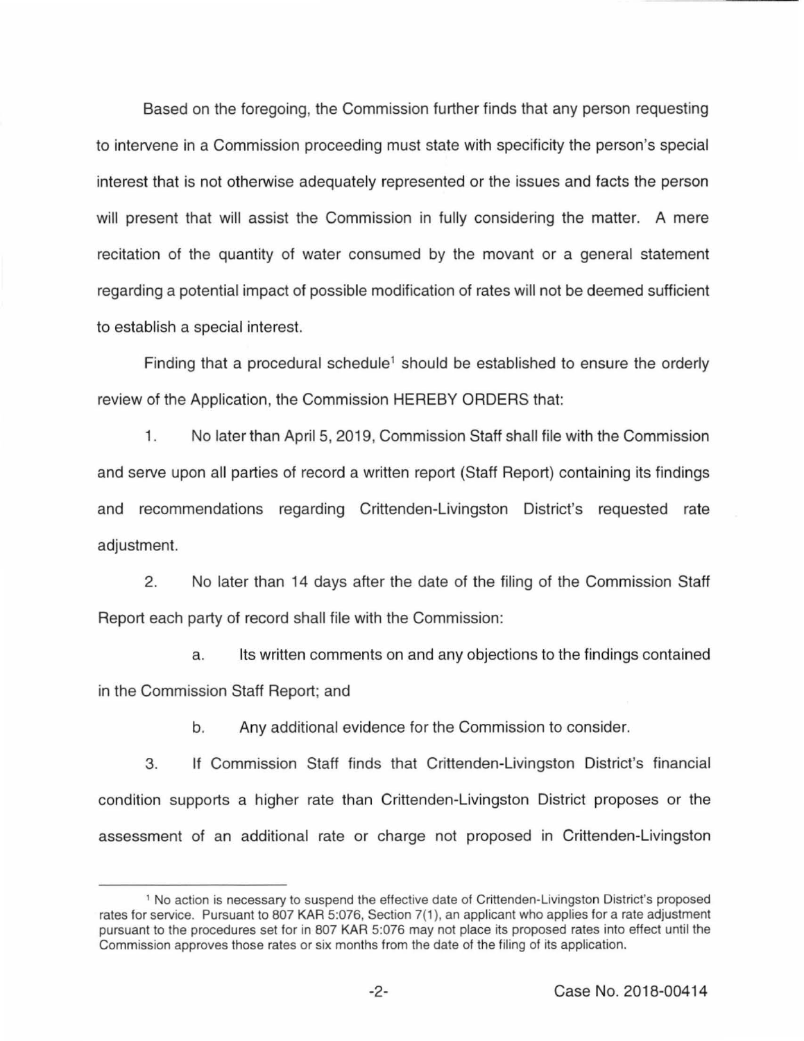Based on the foregoing, the Commission further finds that any person requesting to intervene in a Commission proceeding must state with specificity the person's special interest that is not otherwise adequately represented or the issues and facts the person will present that will assist the Commission in fully considering the matter. A mere recitation of the quantity of water consumed by the movant or a general statement regarding a potential impact of possible modification of rates will not be deemed sufficient to establish a special interest.

Finding that a procedural schedule[1] should be established to ensure the orderly review of the Application, the Commission HEREBY ORDERS that:

1. No later than April 5, 2019, Commission Staff shall file with the Commission and serve upon all parties of record a written report (Staff Report) containing its findings and recommendations regarding Crittenden-Livingston District's requested rate adjustment.

2. No later than 14 days after the date of the filing of the Commission Staff Report each party of record shall file with the Commission:

   a. Its written comments on and any objections to the findings contained in the Commission Staff Report; and

   b. Any additional evidence for the Commission to consider.

3. If Commission Staff finds that Crittenden-Livingston District's financial condition supports a higher rate than Crittenden-Livingston District proposes or the assessment of an additional rate or charge not proposed in Crittenden-Livingston

---

[1] No action is necessary to suspend the effective date of Crittenden-Livingston District's proposed rates for service. Pursuant to 807 KAR 5:076, Section 7(1), an applicant who applies for a rate adjustment pursuant to the procedures set for in 807 KAR 5:076 may not place its proposed rates into effect until the Commission approves those rates or six months from the date of the filing of its application.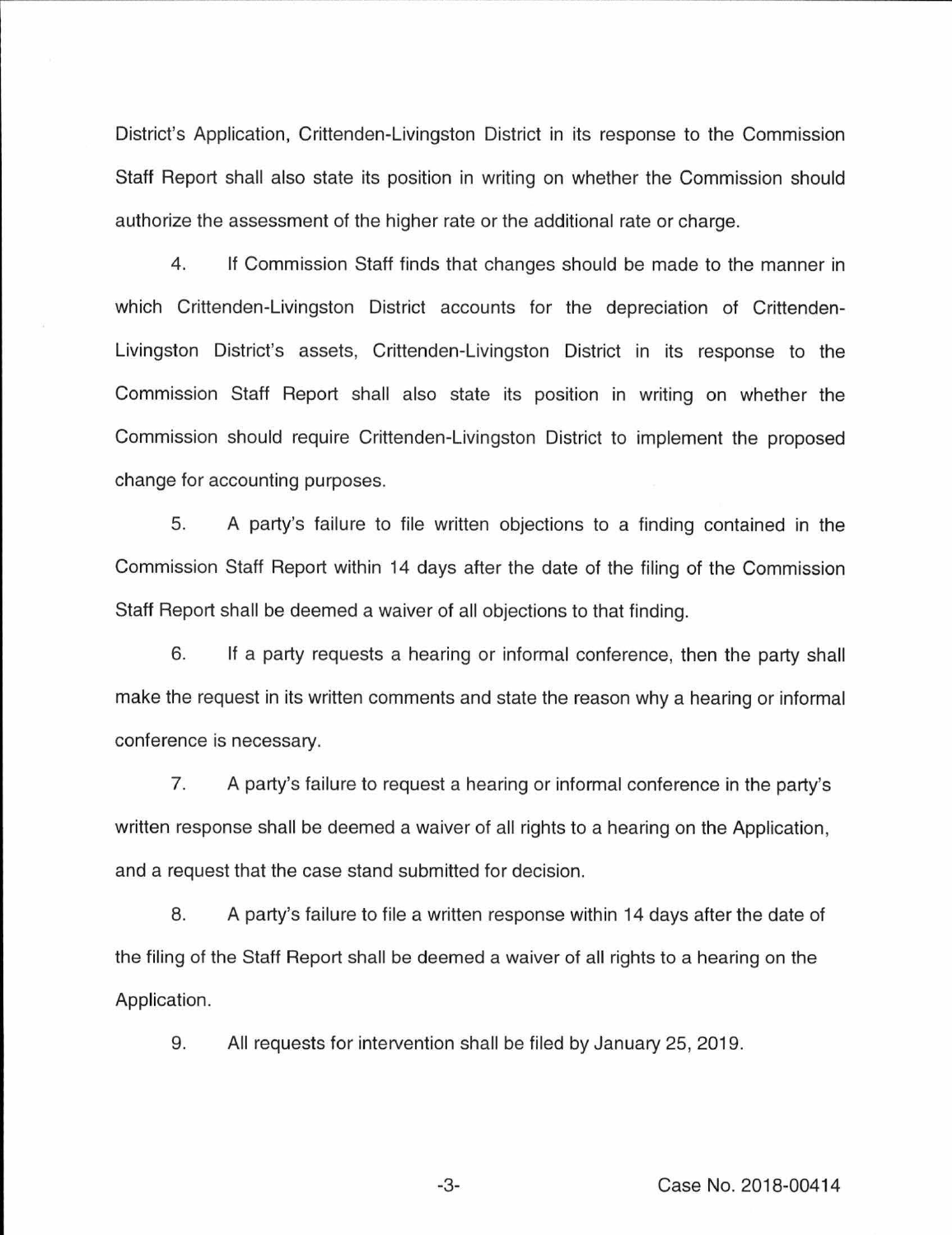District's Application, Crittenden-Livingston District in its response to the Commission Staff Report shall also state its position in writing on whether the Commission should authorize the assessment of the higher rate or the additional rate or charge.

4. If Commission Staff finds that changes should be made to the manner in which Crittenden-Livingston District accounts for the depreciation of Crittenden-Livingston District's assets, Crittenden-Livingston District in its response to the Commission Staff Report shall also state its position in writing on whether the Commission should require Crittenden-Livingston District to implement the proposed change for accounting purposes.

5. A party's failure to file written objections to a finding contained in the Commission Staff Report within 14 days after the date of the filing of the Commission Staff Report shall be deemed a waiver of all objections to that finding.

6. If a party requests a hearing or informal conference, then the party shall make the request in its written comments and state the reason why a hearing or informal conference is necessary.

7. A party's failure to request a hearing or informal conference in the party's written response shall be deemed a waiver of all rights to a hearing on the Application, and a request that the case stand submitted for decision.

8. A party's failure to file a written response within 14 days after the date of the filing of the Staff Report shall be deemed a waiver of all rights to a hearing on the Application.

9. All requests for intervention shall be filed by January 25, 2019.

Case No. 2018-00414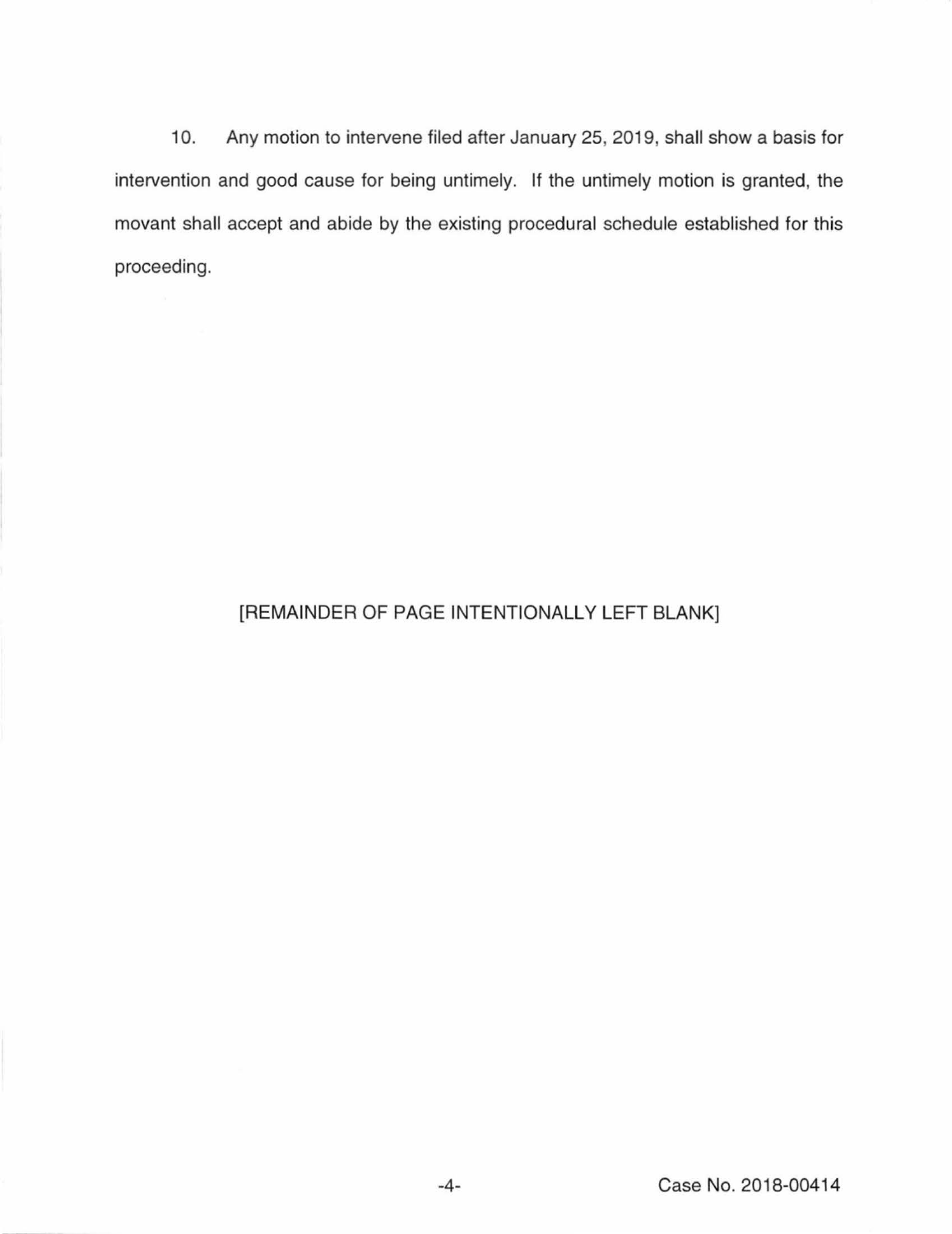10. Any motion to intervene filed after January 25, 2019, shall show a basis for intervention and good cause for being untimely. If the untimely motion is granted, the movant shall accept and abide by the existing procedural schedule established for this proceeding.

[REMAINDER OF PAGE INTENTIONALLY LEFT BLANK]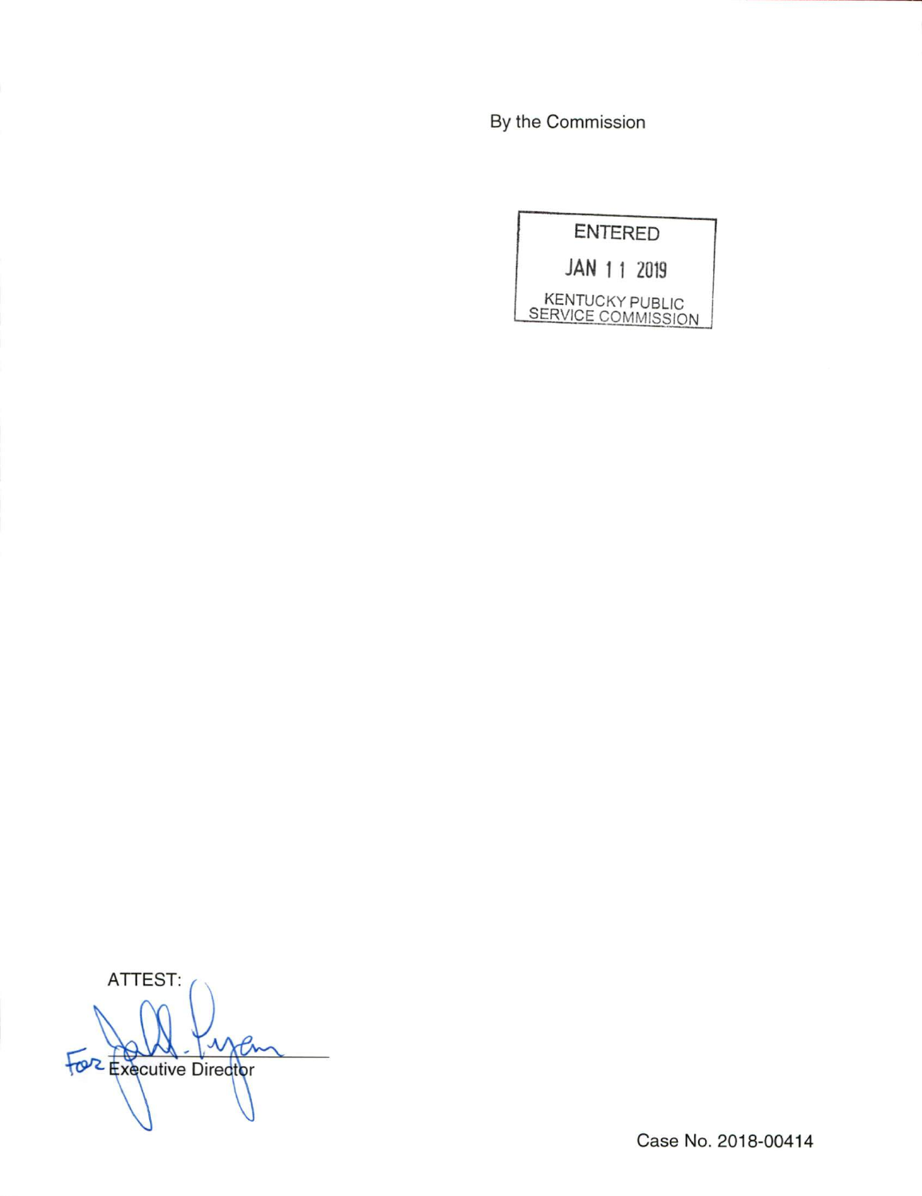By the Commission

ENTERED

JAN 11 2019

KENTUCKY PUBLIC SERVICE COMMISSION

ATTEST:

For Executive Director

Case No. 2018-00414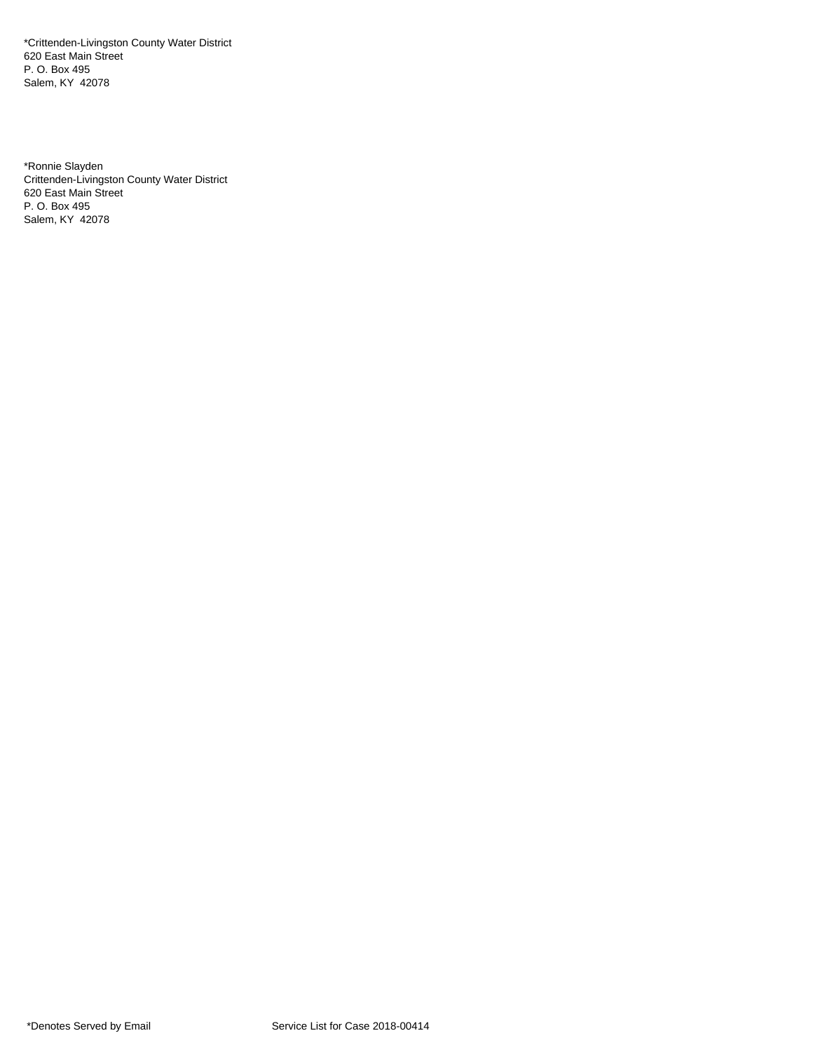*Crittenden-Livingston County Water District
620 East Main Street
P. O. Box 495
Salem, KY 42078

*Ronnie Slayden
Crittenden-Livingston County Water District
620 East Main Street
P. O. Box 495
Salem, KY 42078